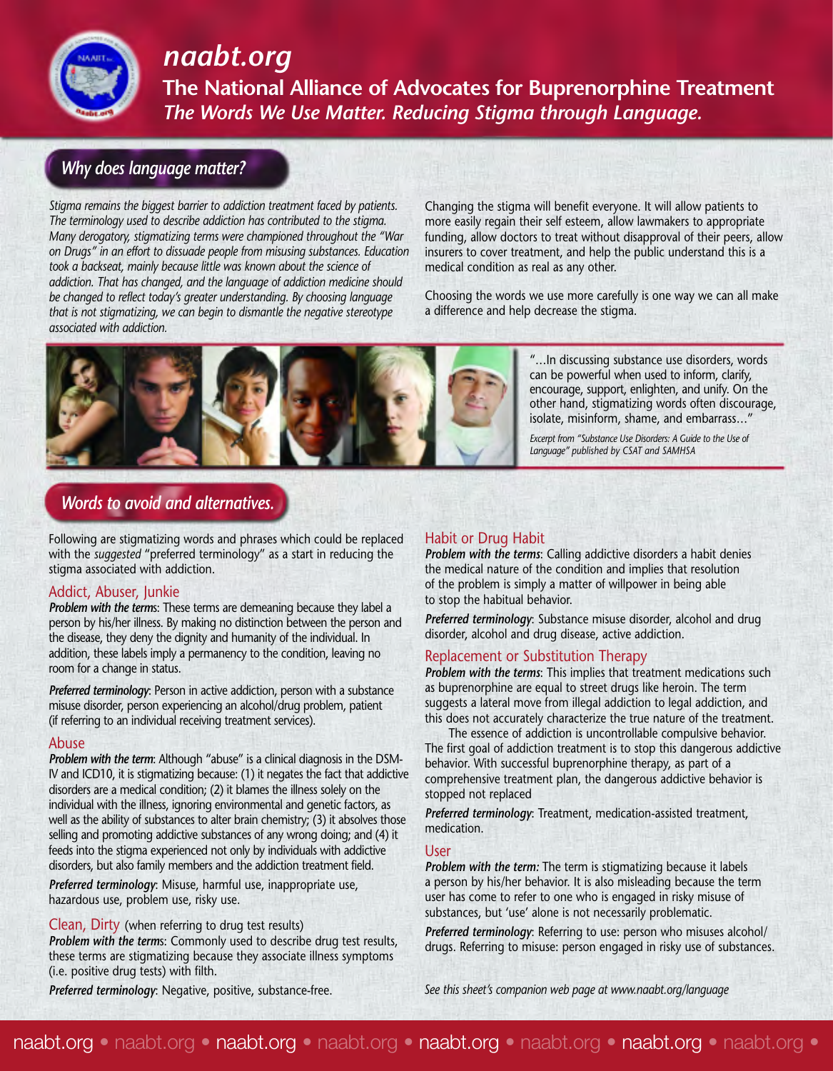# naabt.org

## The National Alliance of Advocates for Buprenorphine Treatment

*The Words We Use Matter. Reducing Stigma through Language.*

## *Why does language matter?*

*Stigma remains the biggest barrier to addiction treatment faced by patients. The terminology used to describe addiction has contributed to the stigma. Many derogatory, stigmatizing terms were championed throughout the "War on Drugs" in an effort to dissuade people from misusing substances. Education took a backseat, mainly because little was known about the science of addiction. That has changed, and the language of addiction medicine should be changed to reflect today's greater understanding. By choosing language that is not stigmatizing, we can begin to dismantle the negative stereotype associated with addiction.*

Changing the stigma will benefit everyone. It will allow patients to more easily regain their self esteem, allow lawmakers to appropriate funding, allow doctors to treat without disapproval of their peers, allow insurers to cover treatment, and help the public understand this is a medical condition as real as any other.

Choosing the words we use more carefully is one way we can all make a difference and help decrease the stigma.

"…In discussing substance use disorders, words can be powerful when used to inform, clarify, encourage, support, enlighten, and unify. On the other hand, stigmatizing words often discourage, isolate, misinform, shame, and embarrass…"

*Excerpt from "Substance Use Disorders: A Guide to the Use of Language" published by CSAT and SAMHSA*

## *Words to avoid and alternatives.*

Following are stigmatizing words and phrases which could be replaced with the *suggested* "preferred terminology" as a start in reducing the stigma associated with addiction.

### Addict, Abuser, Junkie

***Problem with the terms***: These terms are demeaning because they label a person by his/her illness. By making no distinction between the person and the disease, they deny the dignity and humanity of the individual. In addition, these labels imply a permanency to the condition, leaving no room for a change in status.

***Preferred terminology***: Person in active addiction, person with a substance misuse disorder, person experiencing an alcohol/drug problem, patient (if referring to an individual receiving treatment services).

### Abuse

***Problem with the term***: Although "abuse" is a clinical diagnosis in the DSM-IV and ICD10, it is stigmatizing because: (1) it negates the fact that addictive disorders are a medical condition; (2) it blames the illness solely on the individual with the illness, ignoring environmental and genetic factors, as well as the ability of substances to alter brain chemistry; (3) it absolves those selling and promoting addictive substances of any wrong doing; and (4) it feeds into the stigma experienced not only by individuals with addictive disorders, but also family members and the addiction treatment field.

***Preferred terminology***: Misuse, harmful use, inappropriate use, hazardous use, problem use, risky use.

### Clean, Dirty (when referring to drug test results)

***Problem with the terms***: Commonly used to describe drug test results, these terms are stigmatizing because they associate illness symptoms (i.e. positive drug tests) with filth.

***Preferred terminology***: Negative, positive, substance-free.

### Habit or Drug Habit

***Problem with the terms***: Calling addictive disorders a habit denies the medical nature of the condition and implies that resolution of the problem is simply a matter of willpower in being able to stop the habitual behavior.

***Preferred terminology***: Substance misuse disorder, alcohol and drug disorder, alcohol and drug disease, active addiction.

### Replacement or Substitution Therapy

***Problem with the terms***: This implies that treatment medications such as buprenorphine are equal to street drugs like heroin. The term suggests a lateral move from illegal addiction to legal addiction, and this does not accurately characterize the true nature of the treatment.

The essence of addiction is uncontrollable compulsive behavior. The first goal of addiction treatment is to stop this dangerous addictive behavior. With successful buprenorphine therapy, as part of a comprehensive treatment plan, the dangerous addictive behavior is stopped not replaced

***Preferred terminology***: Treatment, medication-assisted treatment, medication.

### User

***Problem with the term***: The term is stigmatizing because it labels a person by his/her behavior. It is also misleading because the term user has come to refer to one who is engaged in risky misuse of substances, but 'use' alone is not necessarily problematic.

***Preferred terminology***: Referring to use: person who misuses alcohol/drugs. Referring to misuse: person engaged in risky use of substances.

*See this sheet's companion web page at www.naabt.org/language*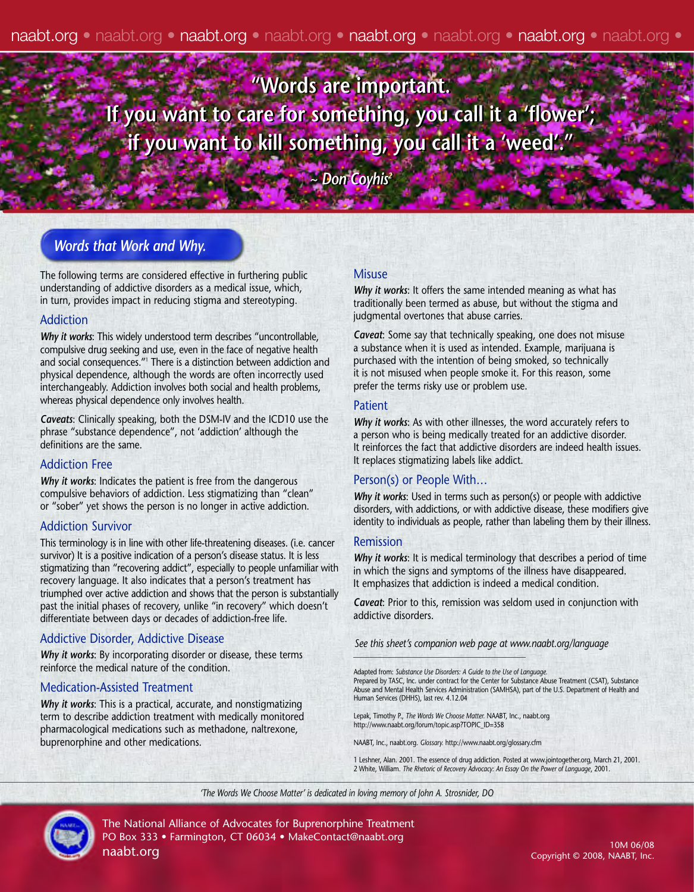> **"Words are important. If you want to care for something, you call it a 'flower'; if you want to kill something, you call it a 'weed'."**
>
> *~ Don Coyhis[2]*

## *Words that Work and Why.*

The following terms are considered effective in furthering public understanding of addictive disorders as a medical issue, which, in turn, provides impact in reducing stigma and stereotyping.

### Addiction

***Why it works***: This widely understood term describes "uncontrollable, compulsive drug seeking and use, even in the face of negative health and social consequences."[1] There is a distinction between addiction and physical dependence, although the words are often incorrectly used interchangeably. Addiction involves both social and health problems, whereas physical dependence only involves health.

***Caveats***: Clinically speaking, both the DSM-IV and the ICD10 use the phrase "substance dependence", not 'addiction' although the definitions are the same.

### Addiction Free

***Why it works***: Indicates the patient is free from the dangerous compulsive behaviors of addiction. Less stigmatizing than "clean" or "sober" yet shows the person is no longer in active addiction.

### Addiction Survivor

This terminology is in line with other life-threatening diseases. (i.e. cancer survivor) It is a positive indication of a person's disease status. It is less stigmatizing than "recovering addict", especially to people unfamiliar with recovery language. It also indicates that a person's treatment has triumphed over active addiction and shows that the person is substantially past the initial phases of recovery, unlike "in recovery" which doesn't differentiate between days or decades of addiction-free life.

### Addictive Disorder, Addictive Disease

***Why it works***: By incorporating disorder or disease, these terms reinforce the medical nature of the condition.

### Medication-Assisted Treatment

***Why it works***: This is a practical, accurate, and nonstigmatizing term to describe addiction treatment with medically monitored pharmacological medications such as methadone, naltrexone, buprenorphine and other medications.

### Misuse

***Why it works***: It offers the same intended meaning as what has traditionally been termed as abuse, but without the stigma and judgmental overtones that abuse carries.

***Caveat***: Some say that technically speaking, one does not misuse a substance when it is used as intended. Example, marijuana is purchased with the intention of being smoked, so technically it is not misused when people smoke it. For this reason, some prefer the terms risky use or problem use.

### Patient

***Why it works***: As with other illnesses, the word accurately refers to a person who is being medically treated for an addictive disorder. It reinforces the fact that addictive disorders are indeed health issues. It replaces stigmatizing labels like addict.

### Person(s) or People With…

***Why it works***: Used in terms such as person(s) or people with addictive disorders, with addictions, or with addictive disease, these modifiers give identity to individuals as people, rather than labeling them by their illness.

### Remission

***Why it works***: It is medical terminology that describes a period of time in which the signs and symptoms of the illness have disappeared. It emphasizes that addiction is indeed a medical condition.

***Caveat***: Prior to this, remission was seldom used in conjunction with addictive disorders.

*See this sheet's companion web page at www.naabt.org/language*

---

Adapted from: *Substance Use Disorders: A Guide to the Use of Language.* Prepared by TASC, Inc. under contract for the Center for Substance Abuse Treatment (CSAT), Substance Abuse and Mental Health Services Administration (SAMHSA), part of the U.S. Department of Health and Human Services (DHHS), last rev. 4.12.04

Lepak, Timothy P., *The Words We Choose Matter.* NAABT, Inc., naabt.org http://www.naabt.org/forum/topic.asp?TOPIC_ID=358

NAABT, Inc., naabt.org. *Glossary.* http://www.naabt.org/glossary.cfm

1 Leshner, Alan. 2001. The essence of drug addiction. Posted at www.jointogether.org, March 21, 2001.
2 White, William. *The Rhetoric of Recovery Advocacy: An Essay On the Power of Language*, 2001.

*'The Words We Choose Matter' is dedicated in loving memory of John A. Strosnider, DO*

The National Alliance of Advocates for Buprenorphine Treatment
PO Box 333 • Farmington, CT 06034 • MakeContact@naabt.org
naabt.org

10M 06/08
Copyright © 2008, NAABT, Inc.